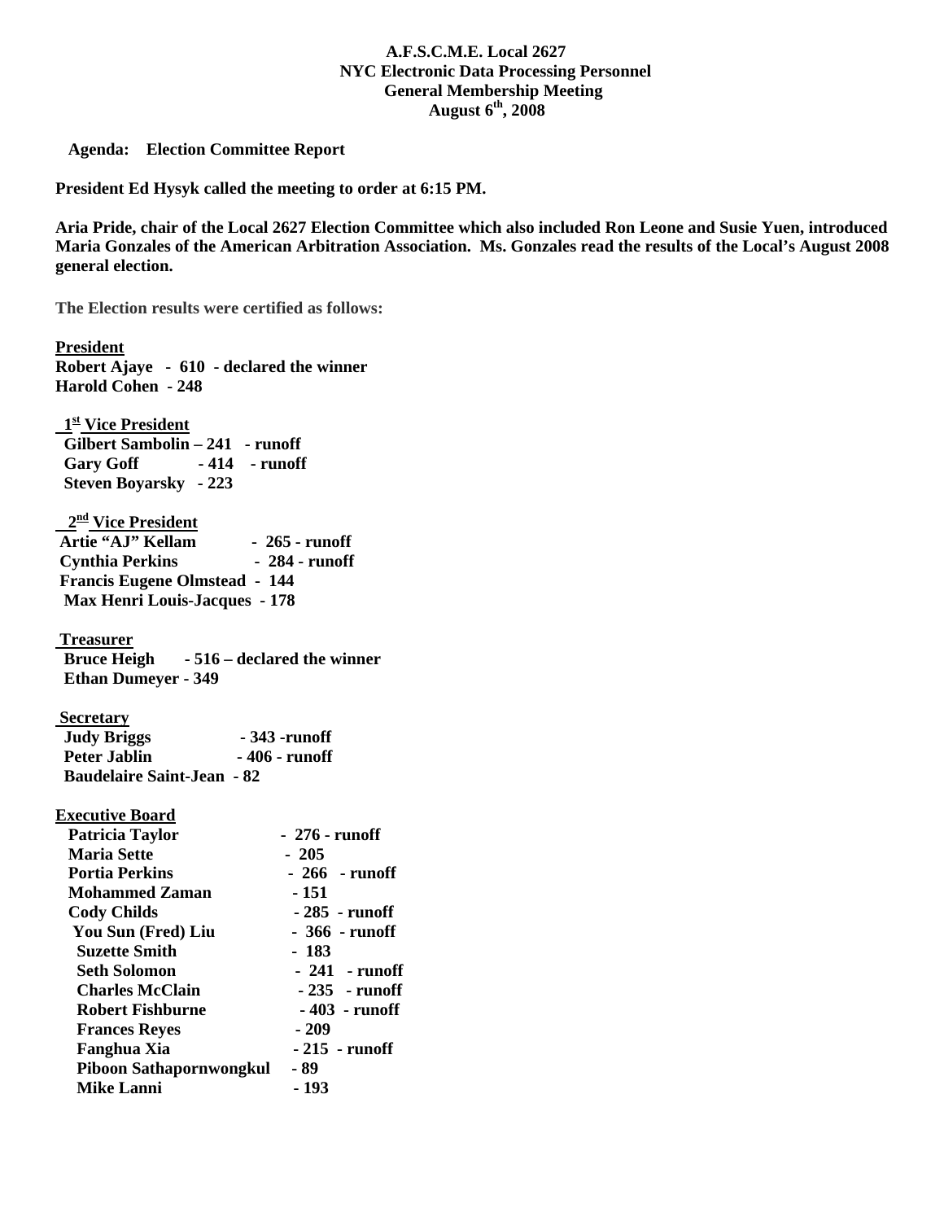**A.F.S.C.M.E. Local 2627**
**NYC Electronic Data Processing Personnel**
**General Membership Meeting**
**August 6th, 2008**

**Agenda: Election Committee Report**

**President Ed Hysyk called the meeting to order at 6:15 PM.**

**Aria Pride, chair of the Local 2627 Election Committee which also included Ron Leone and Susie Yuen, introduced Maria Gonzales of the American Arbitration Association. Ms. Gonzales read the results of the Local's August 2008 general election.**

**The Election results were certified as follows:**

**President**
**Robert Ajaye - 610 - declared the winner**
**Harold Cohen - 248**

**1st Vice President**
**Gilbert Sambolin – 241 - runoff**
**Gary Goff - 414 - runoff**
**Steven Boyarsky - 223**

**2nd Vice President**
**Artie "AJ" Kellam - 265 - runoff**
**Cynthia Perkins - 284 - runoff**
**Francis Eugene Olmstead - 144**
**Max Henri Louis-Jacques - 178**

**Treasurer**
**Bruce Heigh - 516 – declared the winner**
**Ethan Dumeyer - 349**

**Secretary**
**Judy Briggs - 343 -runoff**
**Peter Jablin - 406 - runoff**
**Baudelaire Saint-Jean - 82**

**Executive Board**
**Patricia Taylor - 276 - runoff**
**Maria Sette - 205**
**Portia Perkins - 266 - runoff**
**Mohammed Zaman - 151**
**Cody Childs - 285 - runoff**
**You Sun (Fred) Liu - 366 - runoff**
**Suzette Smith - 183**
**Seth Solomon - 241 - runoff**
**Charles McClain - 235 - runoff**
**Robert Fishburne - 403 - runoff**
**Frances Reyes - 209**
**Fanghua Xia - 215 - runoff**
**Piboon Sathapornwongkul - 89**
**Mike Lanni - 193**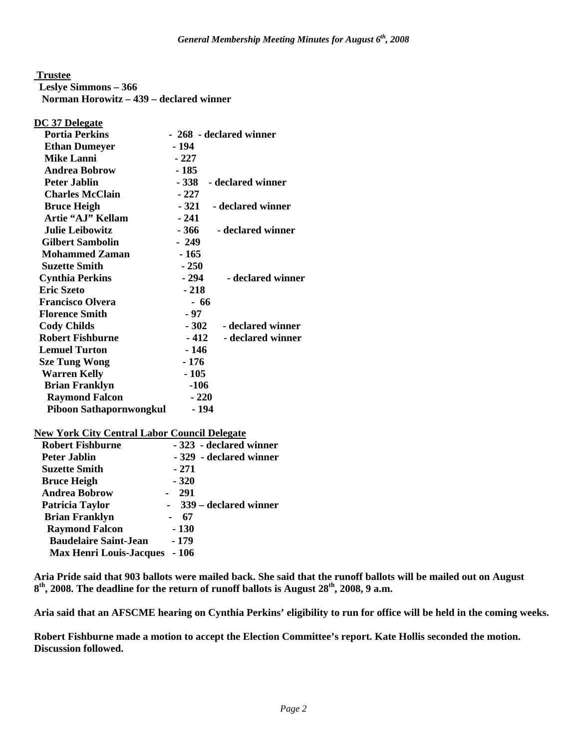**Trustee**

**Leslye Simmons – 366**
**Norman Horowitz – 439 – declared winner**

**DC 37 Delegate**

**Portia Perkins - 268 - declared winner**
**Ethan Dumeyer - 194**
**Mike Lanni - 227**
**Andrea Bobrow - 185**
**Peter Jablin - 338 - declared winner**
**Charles McClain - 227**
**Bruce Heigh - 321 - declared winner**
**Artie "AJ" Kellam - 241**
**Julie Leibowitz - 366 - declared winner**
**Gilbert Sambolin - 249**
**Mohammed Zaman - 165**
**Suzette Smith - 250**
**Cynthia Perkins - 294 - declared winner**
**Eric Szeto - 218**
**Francisco Olvera - 66**
**Florence Smith - 97**
**Cody Childs - 302 - declared winner**
**Robert Fishburne - 412 - declared winner**
**Lemuel Turton - 146**
**Sze Tung Wong - 176**
**Warren Kelly - 105**
**Brian Franklyn -106**
**Raymond Falcon - 220**
**Piboon Sathapornwongkul - 194**

**New York City Central Labor Council Delegate**

**Robert Fishburne - 323 - declared winner**
**Peter Jablin - 329 - declared winner**
**Suzette Smith - 271**
**Bruce Heigh - 320**
**Andrea Bobrow - 291**
**Patricia Taylor - 339 – declared winner**
**Brian Franklyn - 67**
**Raymond Falcon - 130**
**Baudelaire Saint-Jean - 179**
**Max Henri Louis-Jacques - 106**

**Aria Pride said that 903 ballots were mailed back. She said that the runoff ballots will be mailed out on August 8th, 2008. The deadline for the return of runoff ballots is August 28th, 2008, 9 a.m.**

**Aria said that an AFSCME hearing on Cynthia Perkins' eligibility to run for office will be held in the coming weeks.**

**Robert Fishburne made a motion to accept the Election Committee's report. Kate Hollis seconded the motion. Discussion followed.**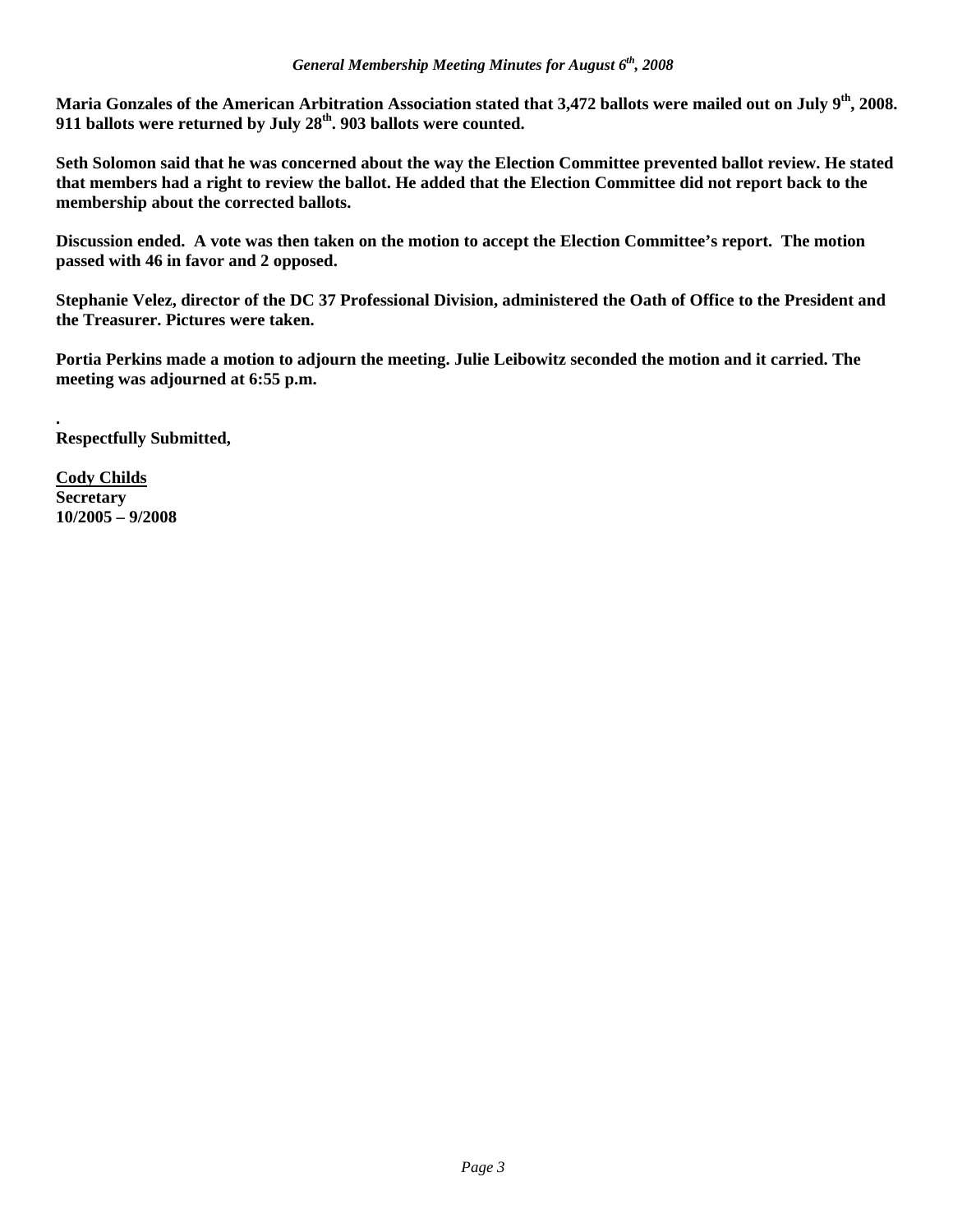**Maria Gonzales of the American Arbitration Association stated that 3,472 ballots were mailed out on July 9th, 2008. 911 ballots were returned by July 28th. 903 ballots were counted.**

**Seth Solomon said that he was concerned about the way the Election Committee prevented ballot review. He stated that members had a right to review the ballot. He added that the Election Committee did not report back to the membership about the corrected ballots.**

**Discussion ended. A vote was then taken on the motion to accept the Election Committee's report. The motion passed with 46 in favor and 2 opposed.**

**Stephanie Velez, director of the DC 37 Professional Division, administered the Oath of Office to the President and the Treasurer. Pictures were taken.**

**Portia Perkins made a motion to adjourn the meeting. Julie Leibowitz seconded the motion and it carried. The meeting was adjourned at 6:55 p.m.**

**.**
**Respectfully Submitted,**

**Cody Childs**
**Secretary**
**10/2005 – 9/2008**